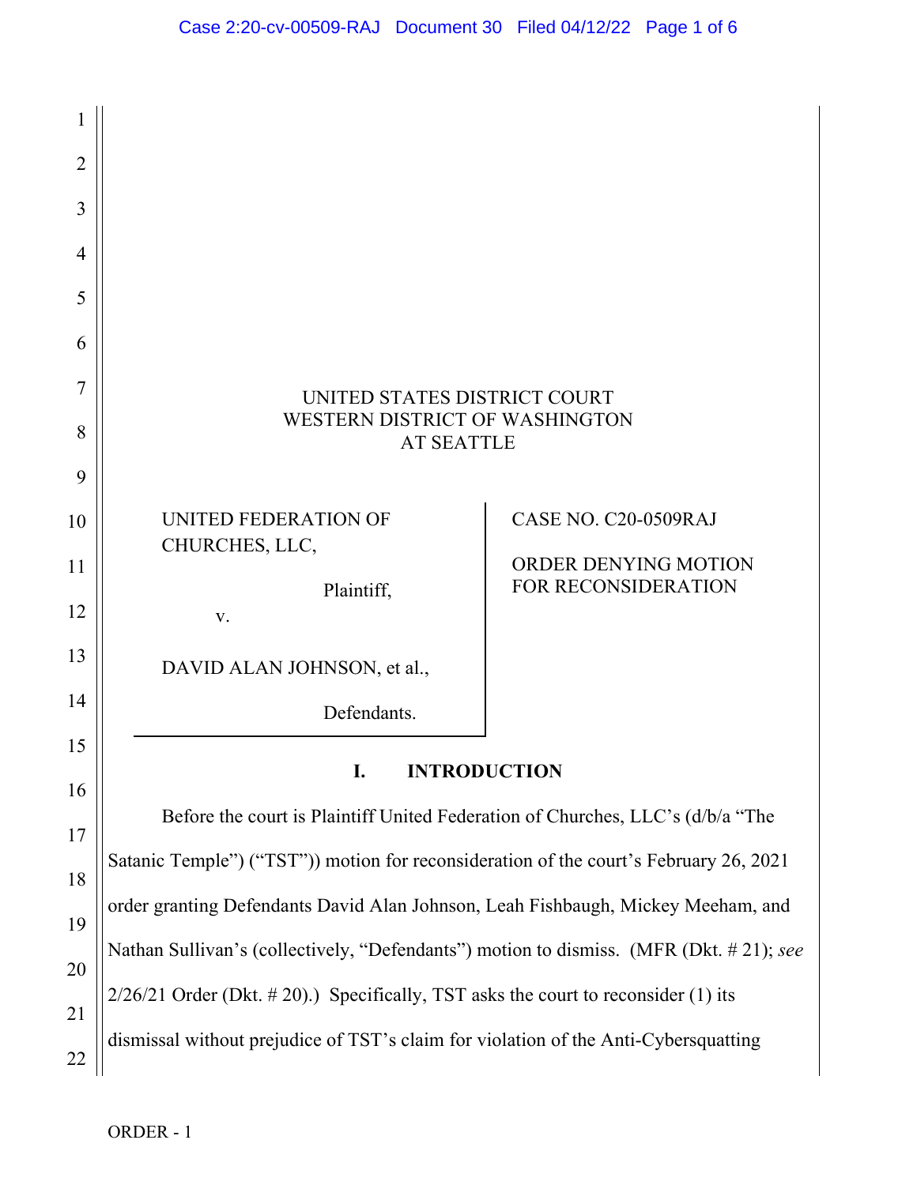UNITED STATES DISTRICT COURT
WESTERN DISTRICT OF WASHINGTON
AT SEATTLE

| | |
|---|---|
| UNITED FEDERATION OF CHURCHES, LLC,<br><br>Plaintiff,<br><br>v.<br><br>DAVID ALAN JOHNSON, et al.,<br><br>Defendants. | CASE NO. C20-0509RAJ<br><br>ORDER DENYING MOTION FOR RECONSIDERATION |

## I. INTRODUCTION

Before the court is Plaintiff United Federation of Churches, LLC's (d/b/a "The Satanic Temple") ("TST")) motion for reconsideration of the court's February 26, 2021 order granting Defendants David Alan Johnson, Leah Fishbaugh, Mickey Meeham, and Nathan Sullivan's (collectively, "Defendants") motion to dismiss. (MFR (Dkt. # 21); *see* 2/26/21 Order (Dkt. # 20).) Specifically, TST asks the court to reconsider (1) its dismissal without prejudice of TST's claim for violation of the Anti-Cybersquatting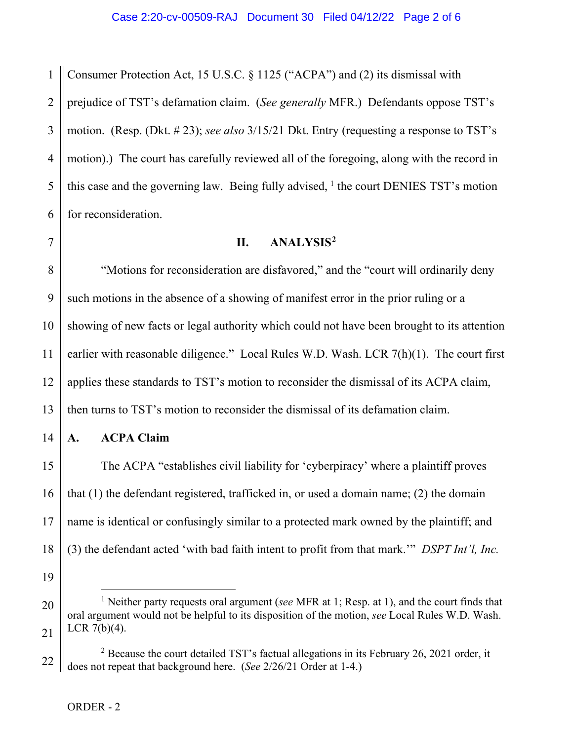Consumer Protection Act, 15 U.S.C. § 1125 ("ACPA") and (2) its dismissal with prejudice of TST's defamation claim. (*See generally* MFR.) Defendants oppose TST's motion. (Resp. (Dkt. # 23); *see also* 3/15/21 Dkt. Entry (requesting a response to TST's motion).) The court has carefully reviewed all of the foregoing, along with the record in this case and the governing law. Being fully advised, [1] the court DENIES TST's motion for reconsideration.

## II. ANALYSIS[2]

"Motions for reconsideration are disfavored," and the "court will ordinarily deny such motions in the absence of a showing of manifest error in the prior ruling or a showing of new facts or legal authority which could not have been brought to its attention earlier with reasonable diligence." Local Rules W.D. Wash. LCR 7(h)(1). The court first applies these standards to TST's motion to reconsider the dismissal of its ACPA claim, then turns to TST's motion to reconsider the dismissal of its defamation claim.

### A. ACPA Claim

The ACPA "establishes civil liability for 'cyberpiracy' where a plaintiff proves that (1) the defendant registered, trafficked in, or used a domain name; (2) the domain name is identical or confusingly similar to a protected mark owned by the plaintiff; and (3) the defendant acted 'with bad faith intent to profit from that mark.'" *DSPT Int'l, Inc.*

---

[1] Neither party requests oral argument (*see* MFR at 1; Resp. at 1), and the court finds that oral argument would not be helpful to its disposition of the motion, *see* Local Rules W.D. Wash. LCR 7(b)(4).

[2] Because the court detailed TST's factual allegations in its February 26, 2021 order, it does not repeat that background here. (*See* 2/26/21 Order at 1-4.)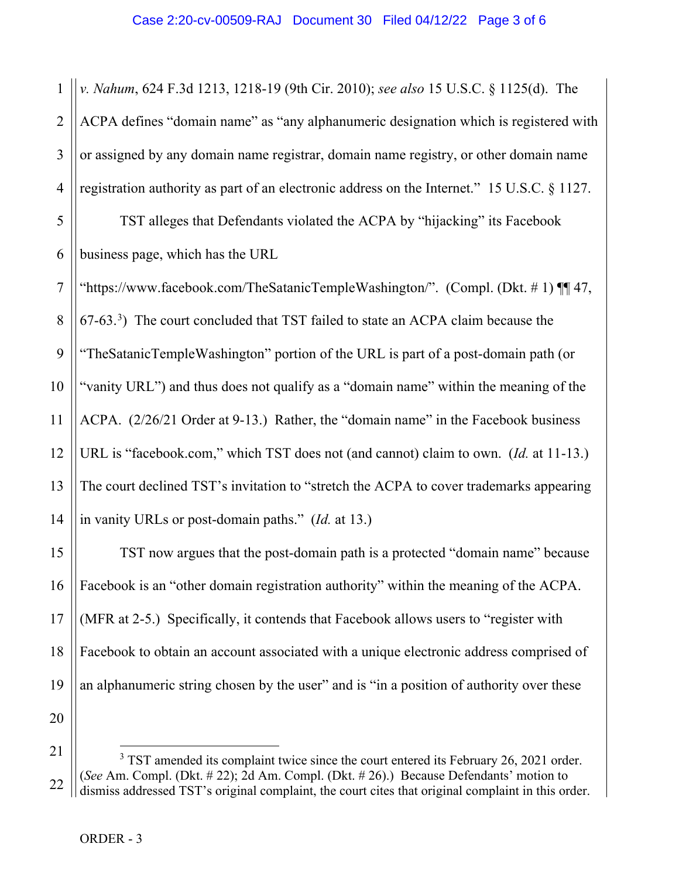*v. Nahum*, 624 F.3d 1213, 1218-19 (9th Cir. 2010); *see also* 15 U.S.C. § 1125(d). The ACPA defines "domain name" as "any alphanumeric designation which is registered with or assigned by any domain name registrar, domain name registry, or other domain name registration authority as part of an electronic address on the Internet." 15 U.S.C. § 1127.

TST alleges that Defendants violated the ACPA by "hijacking" its Facebook business page, which has the URL "https://www.facebook.com/TheSatanicTempleWashington/". (Compl. (Dkt. # 1) ¶¶ 47, 67-63.[3]) The court concluded that TST failed to state an ACPA claim because the "TheSatanicTempleWashington" portion of the URL is part of a post-domain path (or "vanity URL") and thus does not qualify as a "domain name" within the meaning of the ACPA. (2/26/21 Order at 9-13.) Rather, the "domain name" in the Facebook business URL is "facebook.com," which TST does not (and cannot) claim to own. (*Id.* at 11-13.) The court declined TST's invitation to "stretch the ACPA to cover trademarks appearing in vanity URLs or post-domain paths." (*Id.* at 13.)

TST now argues that the post-domain path is a protected "domain name" because Facebook is an "other domain registration authority" within the meaning of the ACPA. (MFR at 2-5.) Specifically, it contends that Facebook allows users to "register with Facebook to obtain an account associated with a unique electronic address comprised of an alphanumeric string chosen by the user" and is "in a position of authority over these

---

[3] TST amended its complaint twice since the court entered its February 26, 2021 order. (*See* Am. Compl. (Dkt. # 22); 2d Am. Compl. (Dkt. # 26).) Because Defendants' motion to dismiss addressed TST's original complaint, the court cites that original complaint in this order.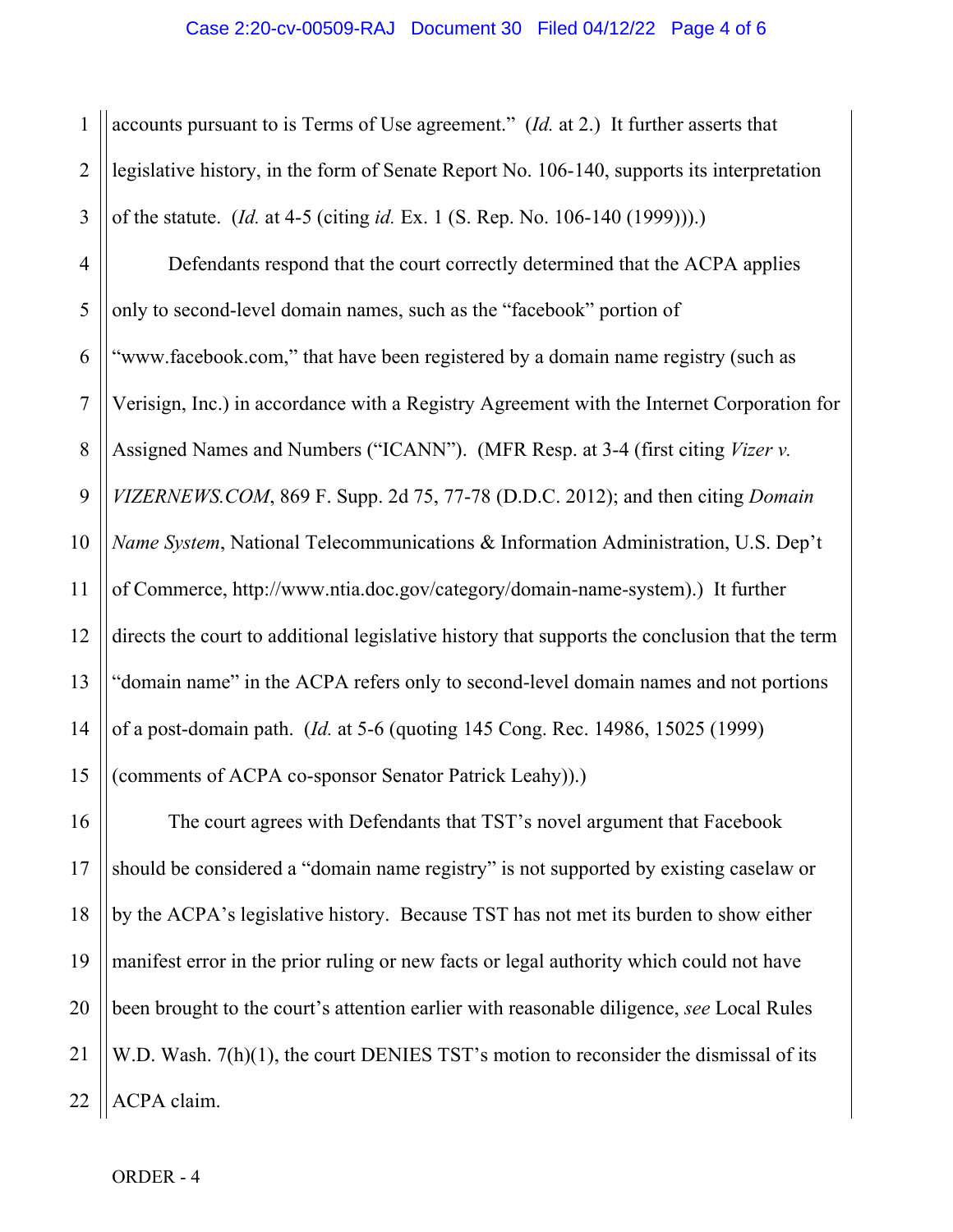accounts pursuant to is Terms of Use agreement." (*Id.* at 2.) It further asserts that legislative history, in the form of Senate Report No. 106-140, supports its interpretation of the statute. (*Id.* at 4-5 (citing *id.* Ex. 1 (S. Rep. No. 106-140 (1999))).)

Defendants respond that the court correctly determined that the ACPA applies only to second-level domain names, such as the "facebook" portion of "www.facebook.com," that have been registered by a domain name registry (such as Verisign, Inc.) in accordance with a Registry Agreement with the Internet Corporation for Assigned Names and Numbers ("ICANN"). (MFR Resp. at 3-4 (first citing *Vizer v. VIZERNEWS.COM*, 869 F. Supp. 2d 75, 77-78 (D.D.C. 2012); and then citing *Domain Name System*, National Telecommunications & Information Administration, U.S. Dep't of Commerce, http://www.ntia.doc.gov/category/domain-name-system).) It further directs the court to additional legislative history that supports the conclusion that the term "domain name" in the ACPA refers only to second-level domain names and not portions of a post-domain path. (*Id.* at 5-6 (quoting 145 Cong. Rec. 14986, 15025 (1999) (comments of ACPA co-sponsor Senator Patrick Leahy)).)

The court agrees with Defendants that TST's novel argument that Facebook should be considered a "domain name registry" is not supported by existing caselaw or by the ACPA's legislative history. Because TST has not met its burden to show either manifest error in the prior ruling or new facts or legal authority which could not have been brought to the court's attention earlier with reasonable diligence, *see* Local Rules W.D. Wash. 7(h)(1), the court DENIES TST's motion to reconsider the dismissal of its ACPA claim.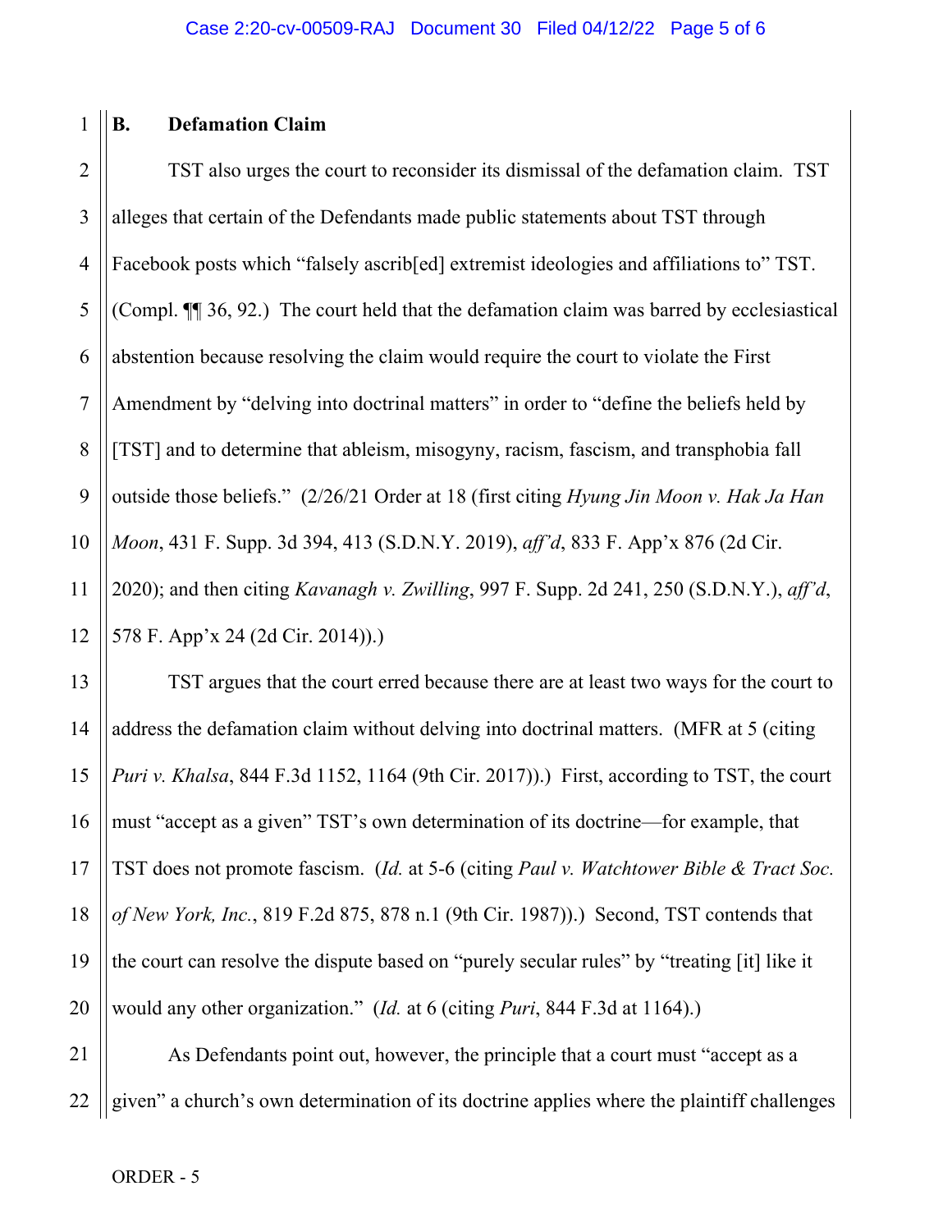### B. Defamation Claim

TST also urges the court to reconsider its dismissal of the defamation claim. TST alleges that certain of the Defendants made public statements about TST through Facebook posts which "falsely ascrib[ed] extremist ideologies and affiliations to" TST. (Compl. ¶¶ 36, 92.) The court held that the defamation claim was barred by ecclesiastical abstention because resolving the claim would require the court to violate the First Amendment by "delving into doctrinal matters" in order to "define the beliefs held by [TST] and to determine that ableism, misogyny, racism, fascism, and transphobia fall outside those beliefs." (2/26/21 Order at 18 (first citing *Hyung Jin Moon v. Hak Ja Han Moon*, 431 F. Supp. 3d 394, 413 (S.D.N.Y. 2019), *aff'd*, 833 F. App'x 876 (2d Cir. 2020); and then citing *Kavanagh v. Zwilling*, 997 F. Supp. 2d 241, 250 (S.D.N.Y.), *aff'd*, 578 F. App'x 24 (2d Cir. 2014)).)

TST argues that the court erred because there are at least two ways for the court to address the defamation claim without delving into doctrinal matters. (MFR at 5 (citing *Puri v. Khalsa*, 844 F.3d 1152, 1164 (9th Cir. 2017)).) First, according to TST, the court must "accept as a given" TST's own determination of its doctrine—for example, that TST does not promote fascism. (*Id.* at 5-6 (citing *Paul v. Watchtower Bible & Tract Soc. of New York, Inc.*, 819 F.2d 875, 878 n.1 (9th Cir. 1987)).) Second, TST contends that the court can resolve the dispute based on "purely secular rules" by "treating [it] like it would any other organization." (*Id.* at 6 (citing *Puri*, 844 F.3d at 1164).)

As Defendants point out, however, the principle that a court must "accept as a given" a church's own determination of its doctrine applies where the plaintiff challenges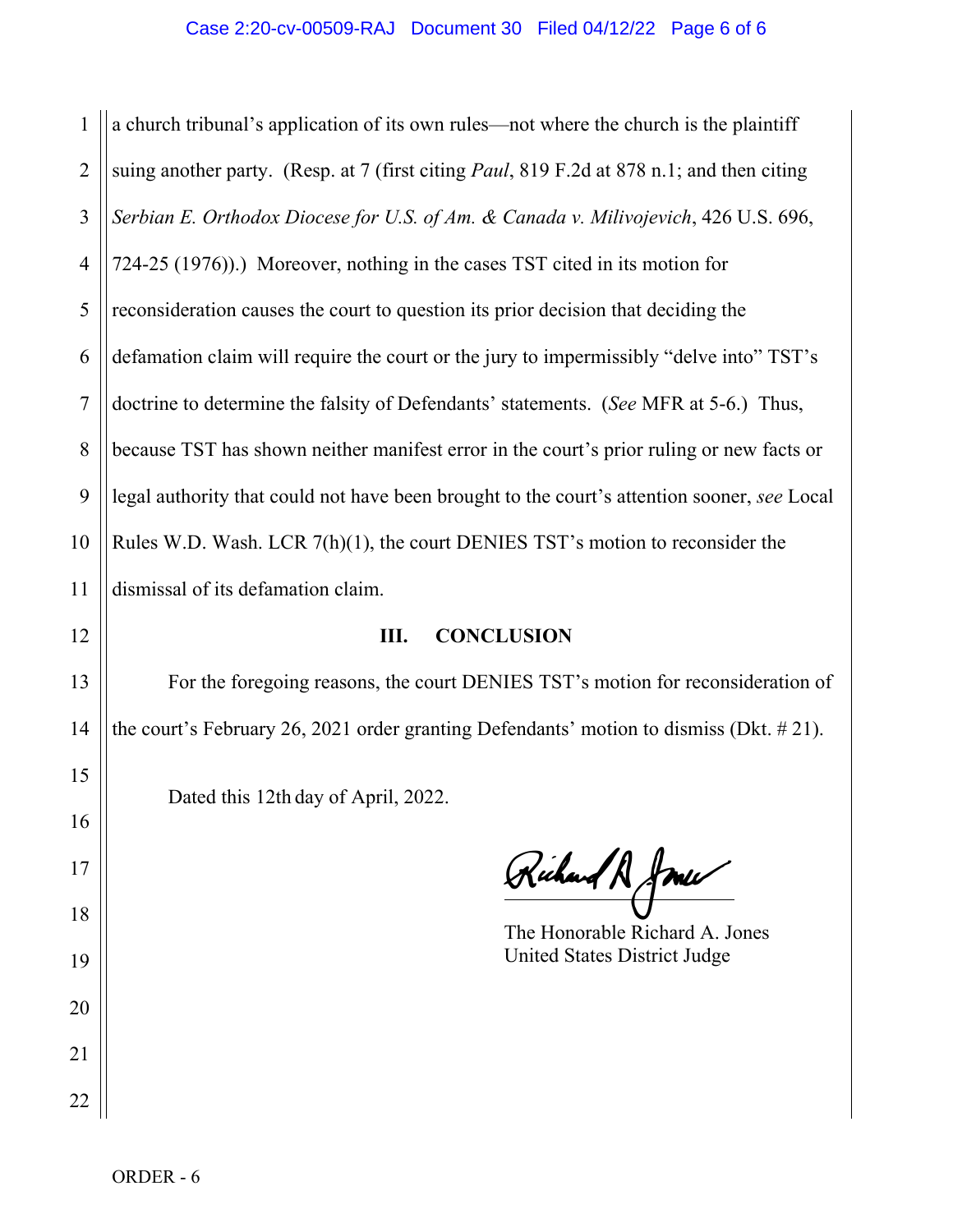a church tribunal's application of its own rules—not where the church is the plaintiff suing another party. (Resp. at 7 (first citing *Paul*, 819 F.2d at 878 n.1; and then citing *Serbian E. Orthodox Diocese for U.S. of Am. & Canada v. Milivojevich*, 426 U.S. 696, 724-25 (1976)).) Moreover, nothing in the cases TST cited in its motion for reconsideration causes the court to question its prior decision that deciding the defamation claim will require the court or the jury to impermissibly "delve into" TST's doctrine to determine the falsity of Defendants' statements. (*See* MFR at 5-6.) Thus, because TST has shown neither manifest error in the court's prior ruling or new facts or legal authority that could not have been brought to the court's attention sooner, *see* Local Rules W.D. Wash. LCR 7(h)(1), the court DENIES TST's motion to reconsider the dismissal of its defamation claim.

## III. CONCLUSION

For the foregoing reasons, the court DENIES TST's motion for reconsideration of the court's February 26, 2021 order granting Defendants' motion to dismiss (Dkt. # 21).

Dated this 12th day of April, 2022.

The Honorable Richard A. Jones
United States District Judge

ORDER - 6